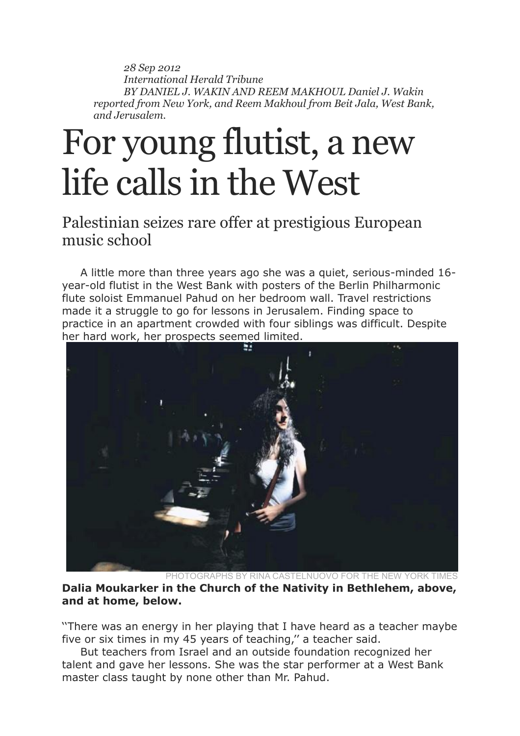*28 Sep 2012*
*International Herald Tribune*
*BY DANIEL J. WAKIN AND REEM MAKHOUL Daniel J. Wakin reported from New York, and Reem Makhoul from Beit Jala, West Bank, and Jerusalem.*

# For young flutist, a new life calls in the West

## Palestinian seizes rare offer at prestigious European music school

A little more than three years ago she was a quiet, serious-minded 16-year-old flutist in the West Bank with posters of the Berlin Philharmonic flute soloist Emmanuel Pahud on her bedroom wall. Travel restrictions made it a struggle to go for lessons in Jerusalem. Finding space to practice in an apartment crowded with four siblings was difficult. Despite her hard work, her prospects seemed limited.

PHOTOGRAPHS BY RINA CASTELNUOVO FOR THE NEW YORK TIMES

**Dalia Moukarker in the Church of the Nativity in Bethlehem, above, and at home, below.**

''There was an energy in her playing that I have heard as a teacher maybe five or six times in my 45 years of teaching,'' a teacher said.

But teachers from Israel and an outside foundation recognized her talent and gave her lessons. She was the star performer at a West Bank master class taught by none other than Mr. Pahud.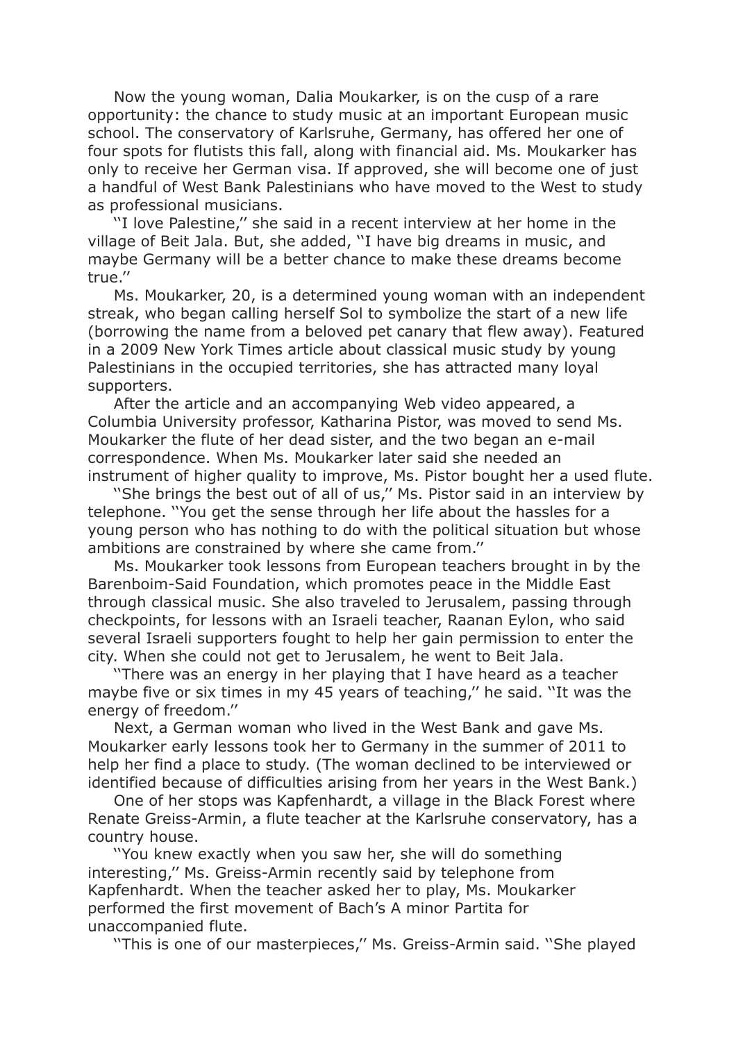Now the young woman, Dalia Moukarker, is on the cusp of a rare opportunity: the chance to study music at an important European music school. The conservatory of Karlsruhe, Germany, has offered her one of four spots for flutists this fall, along with financial aid. Ms. Moukarker has only to receive her German visa. If approved, she will become one of just a handful of West Bank Palestinians who have moved to the West to study as professional musicians.

''I love Palestine,'' she said in a recent interview at her home in the village of Beit Jala. But, she added, ''I have big dreams in music, and maybe Germany will be a better chance to make these dreams become true.''

Ms. Moukarker, 20, is a determined young woman with an independent streak, who began calling herself Sol to symbolize the start of a new life (borrowing the name from a beloved pet canary that flew away). Featured in a 2009 New York Times article about classical music study by young Palestinians in the occupied territories, she has attracted many loyal supporters.

After the article and an accompanying Web video appeared, a Columbia University professor, Katharina Pistor, was moved to send Ms. Moukarker the flute of her dead sister, and the two began an e-mail correspondence. When Ms. Moukarker later said she needed an instrument of higher quality to improve, Ms. Pistor bought her a used flute.

''She brings the best out of all of us,'' Ms. Pistor said in an interview by telephone. ''You get the sense through her life about the hassles for a young person who has nothing to do with the political situation but whose ambitions are constrained by where she came from.''

Ms. Moukarker took lessons from European teachers brought in by the Barenboim-Said Foundation, which promotes peace in the Middle East through classical music. She also traveled to Jerusalem, passing through checkpoints, for lessons with an Israeli teacher, Raanan Eylon, who said several Israeli supporters fought to help her gain permission to enter the city. When she could not get to Jerusalem, he went to Beit Jala.

''There was an energy in her playing that I have heard as a teacher maybe five or six times in my 45 years of teaching,'' he said. ''It was the energy of freedom.''

Next, a German woman who lived in the West Bank and gave Ms. Moukarker early lessons took her to Germany in the summer of 2011 to help her find a place to study. (The woman declined to be interviewed or identified because of difficulties arising from her years in the West Bank.)

One of her stops was Kapfenhardt, a village in the Black Forest where Renate Greiss-Armin, a flute teacher at the Karlsruhe conservatory, has a country house.

''You knew exactly when you saw her, she will do something interesting,'' Ms. Greiss-Armin recently said by telephone from Kapfenhardt. When the teacher asked her to play, Ms. Moukarker performed the first movement of Bach's A minor Partita for unaccompanied flute.

''This is one of our masterpieces,'' Ms. Greiss-Armin said. ''She played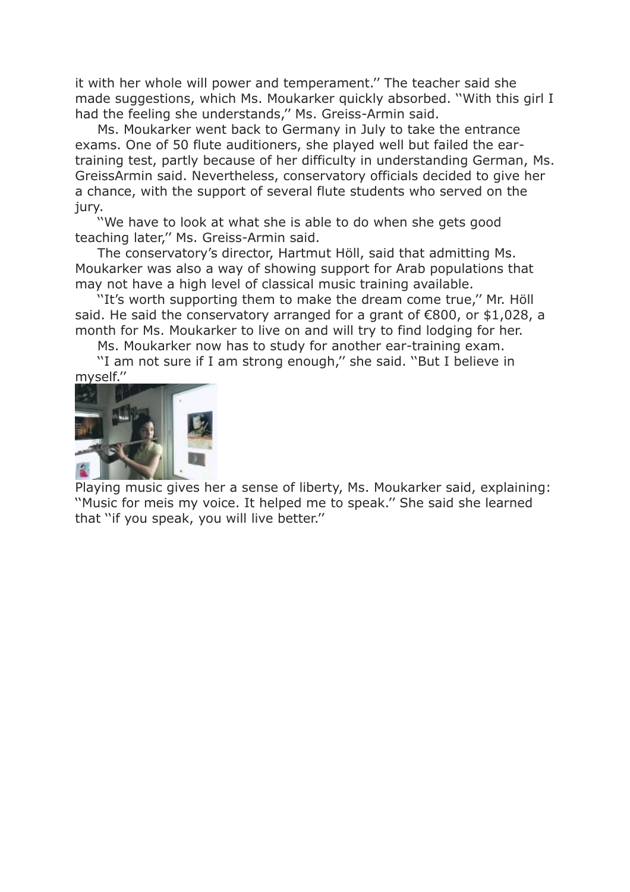it with her whole will power and temperament.'' The teacher said she made suggestions, which Ms. Moukarker quickly absorbed. ''With this girl I had the feeling she understands,'' Ms. Greiss-Armin said.

Ms. Moukarker went back to Germany in July to take the entrance exams. One of 50 flute auditioners, she played well but failed the ear-training test, partly because of her difficulty in understanding German, Ms. GreissArmin said. Nevertheless, conservatory officials decided to give her a chance, with the support of several flute students who served on the jury.

''We have to look at what she is able to do when she gets good teaching later,'' Ms. Greiss-Armin said.

The conservatory's director, Hartmut Höll, said that admitting Ms. Moukarker was also a way of showing support for Arab populations that may not have a high level of classical music training available.

''It's worth supporting them to make the dream come true,'' Mr. Höll said. He said the conservatory arranged for a grant of €800, or $1,028, a month for Ms. Moukarker to live on and will try to find lodging for her.

Ms. Moukarker now has to study for another ear-training exam.

''I am not sure if I am strong enough,'' she said. ''But I believe in myself.''

Playing music gives her a sense of liberty, Ms. Moukarker said, explaining: ''Music for meis my voice. It helped me to speak.'' She said she learned that ''if you speak, you will live better.''